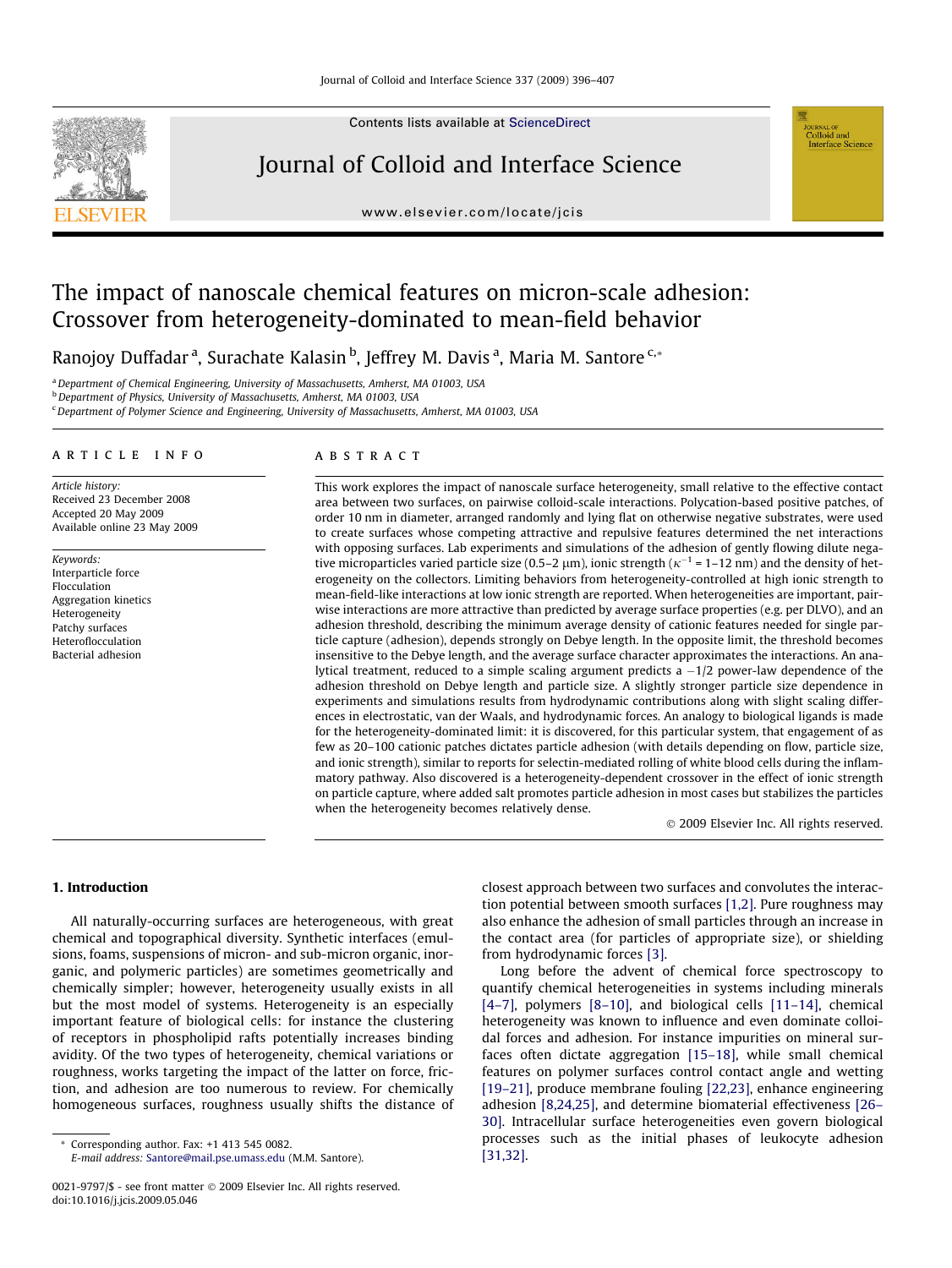# The impact of nanoscale chemical features on micron-scale adhesion: Crossover from heterogeneity-dominated to mean-field behavior

Ranojoy Duffadar [a], Surachate Kalasin [b], Jeffrey M. Davis [a], Maria M. Santore [c,*]

[a] Department of Chemical Engineering, University of Massachusetts, Amherst, MA 01003, USA
[b] Department of Physics, University of Massachusetts, Amherst, MA 01003, USA
[c] Department of Polymer Science and Engineering, University of Massachusetts, Amherst, MA 01003, USA

## ARTICLE INFO

*Article history:*
Received 23 December 2008
Accepted 20 May 2009
Available online 23 May 2009

*Keywords:*
Interparticle force
Flocculation
Aggregation kinetics
Heterogeneity
Patchy surfaces
Heteroflocculation
Bacterial adhesion

## ABSTRACT

This work explores the impact of nanoscale surface heterogeneity, small relative to the effective contact area between two surfaces, on pairwise colloid-scale interactions. Polycation-based positive patches, of order 10 nm in diameter, arranged randomly and lying flat on otherwise negative substrates, were used to create surfaces whose competing attractive and repulsive features determined the net interactions with opposing surfaces. Lab experiments and simulations of the adhesion of gently flowing dilute negative microparticles varied particle size (0.5–2 μm), ionic strength ($\kappa^{-1}$ = 1–12 nm) and the density of heterogeneity on the collectors. Limiting behaviors from heterogeneity-controlled at high ionic strength to mean-field-like interactions at low ionic strength are reported. When heterogeneities are important, pairwise interactions are more attractive than predicted by average surface properties (e.g. per DLVO), and an adhesion threshold, describing the minimum average density of cationic features needed for single particle capture (adhesion), depends strongly on Debye length. In the opposite limit, the threshold becomes insensitive to the Debye length, and the average surface character approximates the interactions. An analytical treatment, reduced to a simple scaling argument predicts a $-1/2$ power-law dependence of the adhesion threshold on Debye length and particle size. A slightly stronger particle size dependence in experiments and simulations results from hydrodynamic contributions along with slight scaling differences in electrostatic, van der Waals, and hydrodynamic forces. An analogy to biological ligands is made for the heterogeneity-dominated limit: it is discovered, for this particular system, that engagement of as few as 20–100 cationic patches dictates particle adhesion (with details depending on flow, particle size, and ionic strength), similar to reports for selectin-mediated rolling of white blood cells during the inflammatory pathway. Also discovered is a heterogeneity-dependent crossover in the effect of ionic strength on particle capture, where added salt promotes particle adhesion in most cases but stabilizes the particles when the heterogeneity becomes relatively dense.

© 2009 Elsevier Inc. All rights reserved.

## 1. Introduction

All naturally-occurring surfaces are heterogeneous, with great chemical and topographical diversity. Synthetic interfaces (emulsions, foams, suspensions of micron- and sub-micron organic, inorganic, and polymeric particles) are sometimes geometrically and chemically simpler; however, heterogeneity usually exists in all but the most model of systems. Heterogeneity is an especially important feature of biological cells: for instance the clustering of receptors in phospholipid rafts potentially increases binding avidity. Of the two types of heterogeneity, chemical variations or roughness, works targeting the impact of the latter on force, friction, and adhesion are too numerous to review. For chemically homogeneous surfaces, roughness usually shifts the distance of closest approach between two surfaces and convolutes the interaction potential between smooth surfaces [1,2]. Pure roughness may also enhance the adhesion of small particles through an increase in the contact area (for particles of appropriate size), or shielding from hydrodynamic forces [3].

Long before the advent of chemical force spectroscopy to quantify chemical heterogeneities in systems including minerals [4–7], polymers [8–10], and biological cells [11–14], chemical heterogeneity was known to influence and even dominate colloidal forces and adhesion. For instance impurities on mineral surfaces often dictate aggregation [15–18], while small chemical features on polymer surfaces control contact angle and wetting [19–21], produce membrane fouling [22,23], enhance engineering adhesion [8,24,25], and determine biomaterial effectiveness [26–30]. Intracellular surface heterogeneities even govern biological processes such as the initial phases of leukocyte adhesion [31,32].

* Corresponding author. Fax: +1 413 545 0082.
E-mail address: Santore@mail.pse.umass.edu (M.M. Santore).

0021-9797/$ - see front matter © 2009 Elsevier Inc. All rights reserved.
doi:10.1016/j.jcis.2009.05.046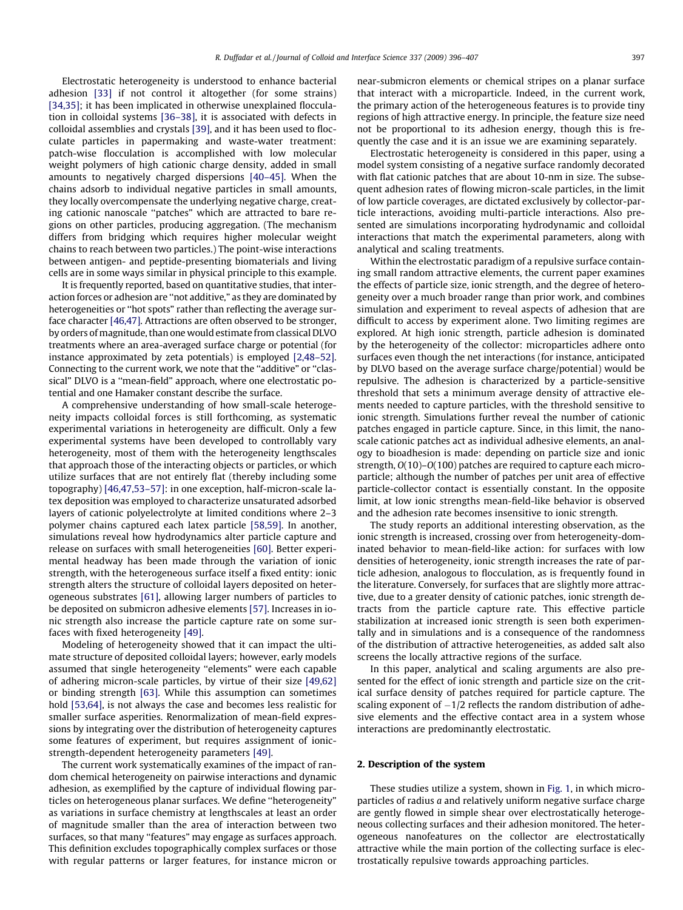Electrostatic heterogeneity is understood to enhance bacterial adhesion [33] if not control it altogether (for some strains) [34,35]; it has been implicated in otherwise unexplained flocculation in colloidal systems [36–38], it is associated with defects in colloidal assemblies and crystals [39], and it has been used to flocculate particles in papermaking and waste-water treatment: patch-wise flocculation is accomplished with low molecular weight polymers of high cationic charge density, added in small amounts to negatively charged dispersions [40–45]. When the chains adsorb to individual negative particles in small amounts, they locally overcompensate the underlying negative charge, creating cationic nanoscale "patches" which are attracted to bare regions on other particles, producing aggregation. (The mechanism differs from bridging which requires higher molecular weight chains to reach between two particles.) The point-wise interactions between antigen- and peptide-presenting biomaterials and living cells are in some ways similar in physical principle to this example.

It is frequently reported, based on quantitative studies, that interaction forces or adhesion are "not additive," as they are dominated by heterogeneities or "hot spots" rather than reflecting the average surface character [46,47]. Attractions are often observed to be stronger, by orders of magnitude, than one would estimate from classical DLVO treatments where an area-averaged surface charge or potential (for instance approximated by zeta potentials) is employed [2,48–52]. Connecting to the current work, we note that the "additive" or "classical" DLVO is a "mean-field" approach, where one electrostatic potential and one Hamaker constant describe the surface.

A comprehensive understanding of how small-scale heterogeneity impacts colloidal forces is still forthcoming, as systematic experimental variations in heterogeneity are difficult. Only a few experimental systems have been developed to controllably vary heterogeneity, most of them with the heterogeneity lengthscales that approach those of the interacting objects or particles, or which utilize surfaces that are not entirely flat (thereby including some topography) [46,47,53–57]: in one exception, half-micron-scale latex deposition was employed to characterize unsaturated adsorbed layers of cationic polyelectrolyte at limited conditions where 2–3 polymer chains captured each latex particle [58,59]. In another, simulations reveal how hydrodynamics alter particle capture and release on surfaces with small heterogeneities [60]. Better experimental headway has been made through the variation of ionic strength, with the heterogeneous surface itself a fixed entity: ionic strength alters the structure of colloidal layers deposited on heterogeneous substrates [61], allowing larger numbers of particles to be deposited on submicron adhesive elements [57]. Increases in ionic strength also increase the particle capture rate on some surfaces with fixed heterogeneity [49].

Modeling of heterogeneity showed that it can impact the ultimate structure of deposited colloidal layers; however, early models assumed that single heterogeneity "elements" were each capable of adhering micron-scale particles, by virtue of their size [49,62] or binding strength [63]. While this assumption can sometimes hold [53,64], is not always the case and becomes less realistic for smaller surface asperities. Renormalization of mean-field expressions by integrating over the distribution of heterogeneity captures some features of experiment, but requires assignment of ionic-strength-dependent heterogeneity parameters [49].

The current work systematically examines of the impact of random chemical heterogeneity on pairwise interactions and dynamic adhesion, as exemplified by the capture of individual flowing particles on heterogeneous planar surfaces. We define "heterogeneity" as variations in surface chemistry at lengthscales at least an order of magnitude smaller than the area of interaction between two surfaces, so that many "features" may engage as surfaces approach. This definition excludes topographically complex surfaces or those with regular patterns or larger features, for instance micron or near-submicron elements or chemical stripes on a planar surface that interact with a microparticle. Indeed, in the current work, the primary action of the heterogeneous features is to provide tiny regions of high attractive energy. In principle, the feature size need not be proportional to its adhesion energy, though this is frequently the case and it is an issue we are examining separately.

Electrostatic heterogeneity is considered in this paper, using a model system consisting of a negative surface randomly decorated with flat cationic patches that are about 10-nm in size. The subsequent adhesion rates of flowing micron-scale particles, in the limit of low particle coverages, are dictated exclusively by collector-particle interactions, avoiding multi-particle interactions. Also presented are simulations incorporating hydrodynamic and colloidal interactions that match the experimental parameters, along with analytical and scaling treatments.

Within the electrostatic paradigm of a repulsive surface containing small random attractive elements, the current paper examines the effects of particle size, ionic strength, and the degree of heterogeneity over a much broader range than prior work, and combines simulation and experiment to reveal aspects of adhesion that are difficult to access by experiment alone. Two limiting regimes are explored. At high ionic strength, particle adhesion is dominated by the heterogeneity of the collector: microparticles adhere onto surfaces even though the net interactions (for instance, anticipated by DLVO based on the average surface charge/potential) would be repulsive. The adhesion is characterized by a particle-sensitive threshold that sets a minimum average density of attractive elements needed to capture particles, with the threshold sensitive to ionic strength. Simulations further reveal the number of cationic patches engaged in particle capture. Since, in this limit, the nanoscale cationic patches act as individual adhesive elements, an analogy to bioadhesion is made: depending on particle size and ionic strength, $O(10)$–$O(100)$ patches are required to capture each microparticle; although the number of patches per unit area of effective particle-collector contact is essentially constant. In the opposite limit, at low ionic strengths mean-field-like behavior is observed and the adhesion rate becomes insensitive to ionic strength.

The study reports an additional interesting observation, as the ionic strength is increased, crossing over from heterogeneity-dominated behavior to mean-field-like action: for surfaces with low densities of heterogeneity, ionic strength increases the rate of particle adhesion, analogous to flocculation, as is frequently found in the literature. Conversely, for surfaces that are slightly more attractive, due to a greater density of cationic patches, ionic strength detracts from the particle capture rate. This effective particle stabilization at increased ionic strength is seen both experimentally and in simulations and is a consequence of the randomness of the distribution of attractive heterogeneities, as added salt also screens the locally attractive regions of the surface.

In this paper, analytical and scaling arguments are also presented for the effect of ionic strength and particle size on the critical surface density of patches required for particle capture. The scaling exponent of $-1/2$ reflects the random distribution of adhesive elements and the effective contact area in a system whose interactions are predominantly electrostatic.

## 2. Description of the system

These studies utilize a system, shown in Fig. 1, in which microparticles of radius $a$ and relatively uniform negative surface charge are gently flowed in simple shear over electrostatically heterogeneous collecting surfaces and their adhesion monitored. The heterogeneous nanofeatures on the collector are electrostatically attractive while the main portion of the collecting surface is electrostatically repulsive towards approaching particles.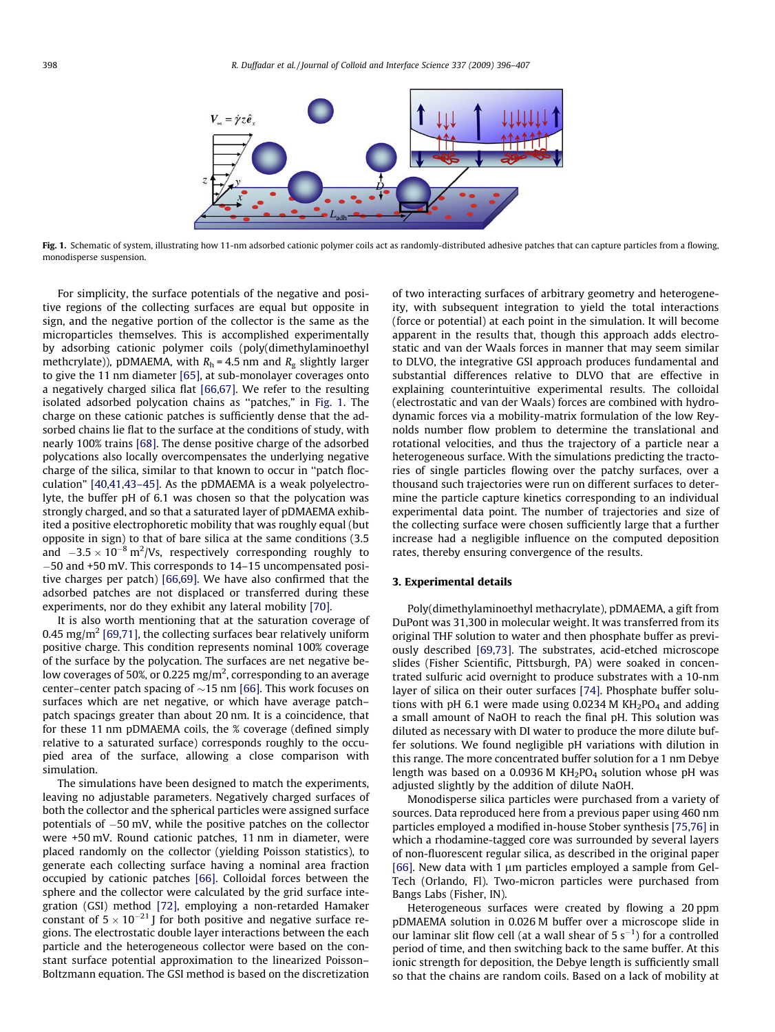**Fig. 1.** Schematic of system, illustrating how 11-nm adsorbed cationic polymer coils act as randomly-distributed adhesive patches that can capture particles from a flowing, monodisperse suspension.

For simplicity, the surface potentials of the negative and positive regions of the collecting surfaces are equal but opposite in sign, and the negative portion of the collector is the same as the microparticles themselves. This is accomplished experimentally by adsorbing cationic polymer coils (poly(dimethylaminoethyl methcrylate)), pDMAEMA, with $R_h = 4.5$ nm and $R_g$ slightly larger to give the 11 nm diameter [65], at sub-monolayer coverages onto a negatively charged silica flat [66,67]. We refer to the resulting isolated adsorbed polycation chains as "patches," in Fig. 1. The charge on these cationic patches is sufficiently dense that the adsorbed chains lie flat to the surface at the conditions of study, with nearly 100% trains [68]. The dense positive charge of the adsorbed polycations also locally overcompensates the underlying negative charge of the silica, similar to that known to occur in "patch flocculation" [40,41,43–45]. As the pDMAEMA is a weak polyelectrolyte, the buffer pH of 6.1 was chosen so that the polycation was strongly charged, and so that a saturated layer of pDMAEMA exhibited a positive electrophoretic mobility that was roughly equal (but opposite in sign) to that of bare silica at the same conditions (3.5 and $-3.5 \times 10^{-8}$ $m^2$/Vs, respectively corresponding roughly to $-50$ and +50 mV. This corresponds to 14–15 uncompensated positive charges per patch) [66,69]. We have also confirmed that the adsorbed patches are not displaced or transferred during these experiments, nor do they exhibit any lateral mobility [70].

It is also worth mentioning that at the saturation coverage of 0.45 mg/$m^2$ [69,71], the collecting surfaces bear relatively uniform positive charge. This condition represents nominal 100% coverage of the surface by the polycation. The surfaces are net negative below coverages of 50%, or 0.225 mg/$m^2$, corresponding to an average center–center patch spacing of ~15 nm [66]. This work focuses on surfaces which are net negative, or which have average patch–patch spacings greater than about 20 nm. It is a coincidence, that for these 11 nm pDMAEMA coils, the % coverage (defined simply relative to a saturated surface) corresponds roughly to the occupied area of the surface, allowing a close comparison with simulation.

The simulations have been designed to match the experiments, leaving no adjustable parameters. Negatively charged surfaces of both the collector and the spherical particles were assigned surface potentials of $-50$ mV, while the positive patches on the collector were +50 mV. Round cationic patches, 11 nm in diameter, were placed randomly on the collector (yielding Poisson statistics), to generate each collecting surface having a nominal area fraction occupied by cationic patches [66]. Colloidal forces between the sphere and the collector were calculated by the grid surface integration (GSI) method [72], employing a non-retarded Hamaker constant of $5 \times 10^{-21}$ J for both positive and negative surface regions. The electrostatic double layer interactions between the each particle and the heterogeneous collector were based on the constant surface potential approximation to the linearized Poisson–Boltzmann equation. The GSI method is based on the discretization of two interacting surfaces of arbitrary geometry and heterogeneity, with subsequent integration to yield the total interactions (force or potential) at each point in the simulation. It will become apparent in the results that, though this approach adds electrostatic and van der Waals forces in manner that may seem similar to DLVO, the integrative GSI approach produces fundamental and substantial differences relative to DLVO that are effective in explaining counterintuitive experimental results. The colloidal (electrostatic and van der Waals) forces are combined with hydrodynamic forces via a mobility-matrix formulation of the low Reynolds number flow problem to determine the translational and rotational velocities, and thus the trajectory of a particle near a heterogeneous surface. With the simulations predicting the tractories of single particles flowing over the patchy surfaces, over a thousand such trajectories were run on different surfaces to determine the particle capture kinetics corresponding to an individual experimental data point. The number of trajectories and size of the collecting surface were chosen sufficiently large that a further increase had a negligible influence on the computed deposition rates, thereby ensuring convergence of the results.

## 3. Experimental details

Poly(dimethylaminoethyl methacrylate), pDMAEMA, a gift from DuPont was 31,300 in molecular weight. It was transferred from its original THF solution to water and then phosphate buffer as previously described [69,73]. The substrates, acid-etched microscope slides (Fisher Scientific, Pittsburgh, PA) were soaked in concentrated sulfuric acid overnight to produce substrates with a 10-nm layer of silica on their outer surfaces [74]. Phosphate buffer solutions with pH 6.1 were made using 0.0234 M $KH_2PO_4$ and adding a small amount of NaOH to reach the final pH. This solution was diluted as necessary with DI water to produce the more dilute buffer solutions. We found negligible pH variations with dilution in this range. The more concentrated buffer solution for a 1 nm Debye length was based on a 0.0936 M $KH_2PO_4$ solution whose pH was adjusted slightly by the addition of dilute NaOH.

Monodisperse silica particles were purchased from a variety of sources. Data reproduced here from a previous paper using 460 nm particles employed a modified in-house Stober synthesis [75,76] in which a rhodamine-tagged core was surrounded by several layers of non-fluorescent regular silica, as described in the original paper [66]. New data with 1 μm particles employed a sample from GelTech (Orlando, Fl). Two-micron particles were purchased from Bangs Labs (Fisher, IN).

Heterogeneous surfaces were created by flowing a 20 ppm pDMAEMA solution in 0.026 M buffer over a microscope slide in our laminar slit flow cell (at a wall shear of 5 $s^{-1}$) for a controlled period of time, and then switching back to the same buffer. At this ionic strength for deposition, the Debye length is sufficiently small so that the chains are random coils. Based on a lack of mobility at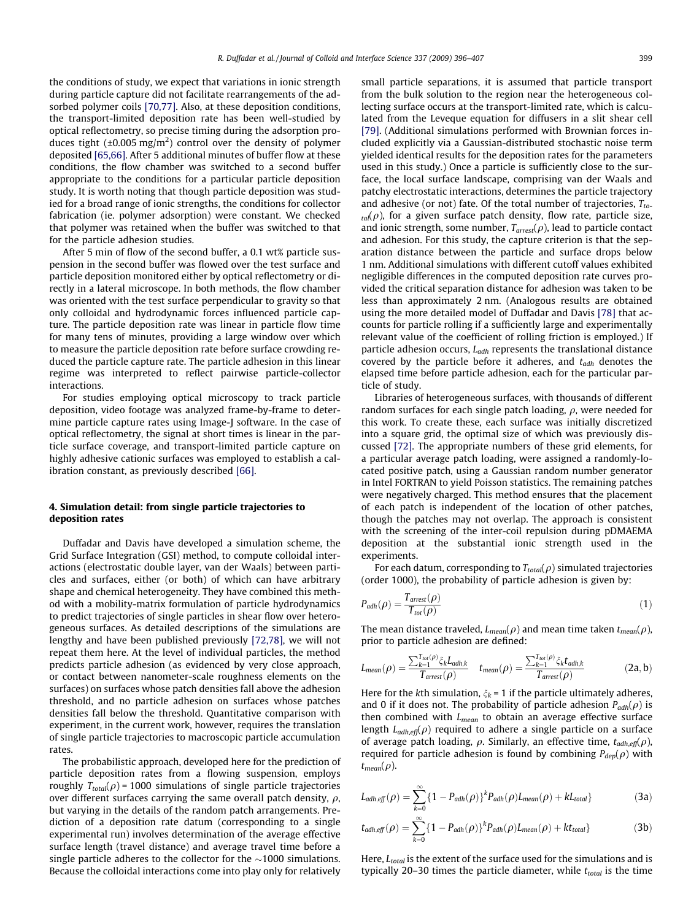the conditions of study, we expect that variations in ionic strength during particle capture did not facilitate rearrangements of the adsorbed polymer coils [70,77]. Also, at these deposition conditions, the transport-limited deposition rate has been well-studied by optical reflectometry, so precise timing during the adsorption produces tight (±0.005 mg/m$^2$) control over the density of polymer deposited [65,66]. After 5 additional minutes of buffer flow at these conditions, the flow chamber was switched to a second buffer appropriate to the conditions for a particular particle deposition study. It is worth noting that though particle deposition was studied for a broad range of ionic strengths, the conditions for collector fabrication (ie. polymer adsorption) were constant. We checked that polymer was retained when the buffer was switched to that for the particle adhesion studies.

After 5 min of flow of the second buffer, a 0.1 wt% particle suspension in the second buffer was flowed over the test surface and particle deposition monitored either by optical reflectometry or directly in a lateral microscope. In both methods, the flow chamber was oriented with the test surface perpendicular to gravity so that only colloidal and hydrodynamic forces influenced particle capture. The particle deposition rate was linear in particle flow time for many tens of minutes, providing a large window over which to measure the particle deposition rate before surface crowding reduced the particle capture rate. The particle adhesion in this linear regime was interpreted to reflect pairwise particle-collector interactions.

For studies employing optical microscopy to track particle deposition, video footage was analyzed frame-by-frame to determine particle capture rates using Image-J software. In the case of optical reflectometry, the signal at short times is linear in the particle surface coverage, and transport-limited particle capture on highly adhesive cationic surfaces was employed to establish a calibration constant, as previously described [66].

## 4. Simulation detail: from single particle trajectories to deposition rates

Duffadar and Davis have developed a simulation scheme, the Grid Surface Integration (GSI) method, to compute colloidal interactions (electrostatic double layer, van der Waals) between particles and surfaces, either (or both) of which can have arbitrary shape and chemical heterogeneity. They have combined this method with a mobility-matrix formulation of particle hydrodynamics to predict trajectories of single particles in shear flow over heterogeneous surfaces. As detailed descriptions of the simulations are lengthy and have been published previously [72,78], we will not repeat them here. At the level of individual particles, the method predicts particle adhesion (as evidenced by very close approach, or contact between nanometer-scale roughness elements on the surfaces) on surfaces whose patch densities fall above the adhesion threshold, and no particle adhesion on surfaces whose patches densities fall below the threshold. Quantitative comparison with experiment, in the current work, however, requires the translation of single particle trajectories to macroscopic particle accumulation rates.

The probabilistic approach, developed here for the prediction of particle deposition rates from a flowing suspension, employs roughly $T_{total}(\rho) = 1000$ simulations of single particle trajectories over different surfaces carrying the same overall patch density, $\rho$, but varying in the details of the random patch arrangements. Prediction of a deposition rate datum (corresponding to a single experimental run) involves determination of the average effective surface length (travel distance) and average travel time before a single particle adheres to the collector for the ~1000 simulations. Because the colloidal interactions come into play only for relatively small particle separations, it is assumed that particle transport from the bulk solution to the region near the heterogeneous collecting surface occurs at the transport-limited rate, which is calculated from the Leveque equation for diffusers in a slit shear cell [79]. (Additional simulations performed with Brownian forces included explicitly via a Gaussian-distributed stochastic noise term yielded identical results for the deposition rates for the parameters used in this study.) Once a particle is sufficiently close to the surface, the local surface landscape, comprising van der Waals and patchy electrostatic interactions, determines the particle trajectory and adhesive (or not) fate. Of the total number of trajectories, $T_{total}(\rho)$, for a given surface patch density, flow rate, particle size, and ionic strength, some number, $T_{arrest}(\rho)$, lead to particle contact and adhesion. For this study, the capture criterion is that the separation distance between the particle and surface drops below 1 nm. Additional simulations with different cutoff values exhibited negligible differences in the computed deposition rate curves provided the critical separation distance for adhesion was taken to be less than approximately 2 nm. (Analogous results are obtained using the more detailed model of Duffadar and Davis [78] that accounts for particle rolling if a sufficiently large and experimentally relevant value of the coefficient of rolling friction is employed.) If particle adhesion occurs, $L_{adh}$ represents the translational distance covered by the particle before it adheres, and $t_{adh}$ denotes the elapsed time before particle adhesion, each for the particular particle of study.

Libraries of heterogeneous surfaces, with thousands of different random surfaces for each single patch loading, $\rho$, were needed for this work. To create these, each surface was initially discretized into a square grid, the optimal size of which was previously discussed [72]. The appropriate numbers of these grid elements, for a particular average patch loading, were assigned a randomly-located positive patch, using a Gaussian random number generator in Intel FORTRAN to yield Poisson statistics. The remaining patches were negatively charged. This method ensures that the placement of each patch is independent of the location of other patches, though the patches may not overlap. The approach is consistent with the screening of the inter-coil repulsion during pDMAEMA deposition at the substantial ionic strength used in the experiments.

For each datum, corresponding to $T_{total}(\rho)$ simulated trajectories (order 1000), the probability of particle adhesion is given by:

$$P_{adh}(\rho) = \frac{T_{arrest}(\rho)}{T_{tot}(\rho)} \tag{1}$$

The mean distance traveled, $L_{mean}(\rho)$ and mean time taken $t_{mean}(\rho)$, prior to particle adhesion are defined:

$$L_{mean}(\rho) = \frac{\sum_{k=1}^{T_{tot}(\rho)} \xi_k L_{adh,k}}{T_{arrest}(\rho)} \quad t_{mean}(\rho) = \frac{\sum_{k=1}^{T_{tot}(\rho)} \xi_k t_{adh,k}}{T_{arrest}(\rho)} \tag{2a, b}$$

Here for the $k$th simulation, $\xi_k = 1$ if the particle ultimately adheres, and 0 if it does not. The probability of particle adhesion $P_{adh}(\rho)$ is then combined with $L_{mean}$ to obtain an average effective surface length $L_{adh,eff}(\rho)$ required to adhere a single particle on a surface of average patch loading, $\rho$. Similarly, an effective time, $t_{adh,eff}(\rho)$, required for particle adhesion is found by combining $P_{dep}(\rho)$ with $t_{mean}(\rho)$.

$$L_{adh,eff}(\rho) = \sum_{k=0}^{\infty} \{1 - P_{adh}(\rho)\}^k P_{adh}(\rho) L_{mean}(\rho) + kL_{total}\} \tag{3a}$$

$$t_{adh,eff}(\rho) = \sum_{k=0}^{\infty} \{1 - P_{adh}(\rho)\}^k P_{adh}(\rho) L_{mean}(\rho) + kt_{total}\} \tag{3b}$$

Here, $L_{total}$ is the extent of the surface used for the simulations and is typically 20–30 times the particle diameter, while $t_{total}$ is the time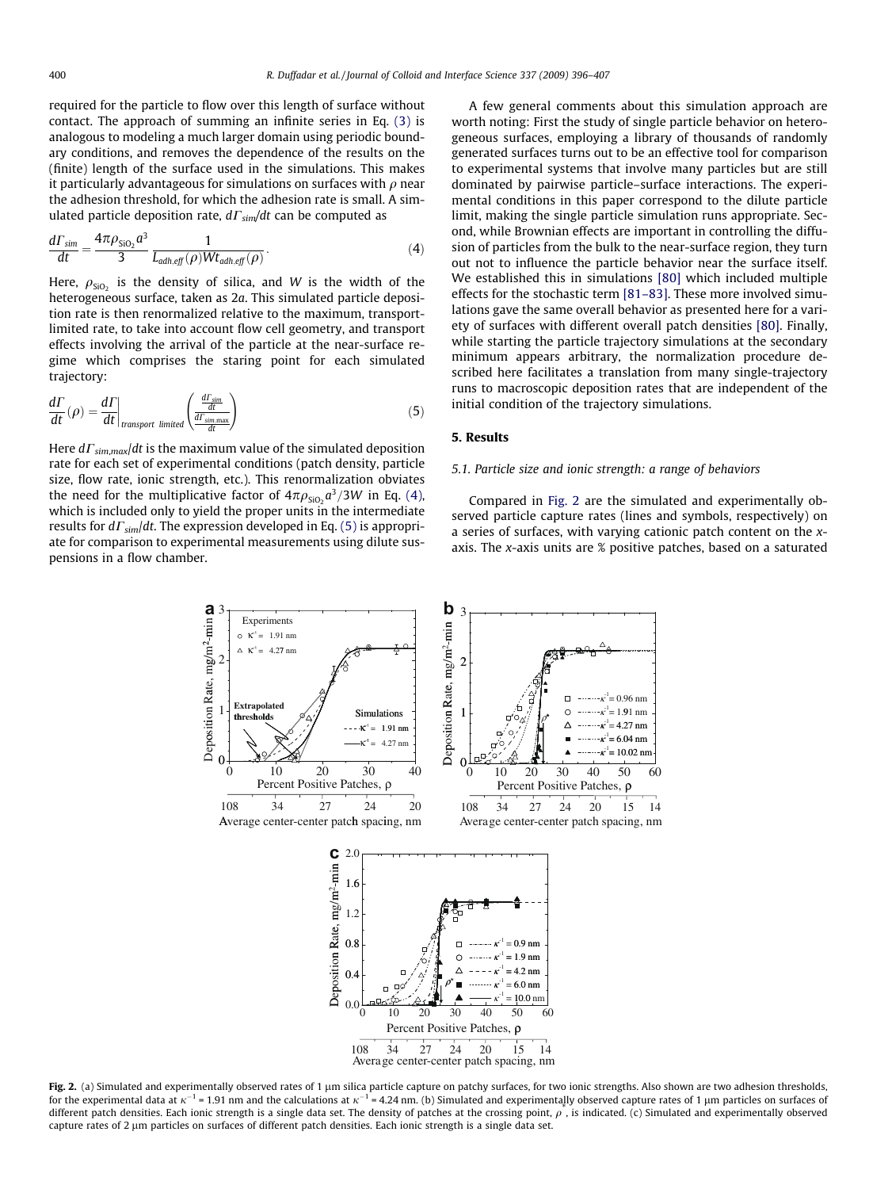required for the particle to flow over this length of surface without contact. The approach of summing an infinite series in Eq. (3) is analogous to modeling a much larger domain using periodic boundary conditions, and removes the dependence of the results on the (finite) length of the surface used in the simulations. This makes it particularly advantageous for simulations on surfaces with $\rho$ near the adhesion threshold, for which the adhesion rate is small. A simulated particle deposition rate, $d\Gamma_{sim}/dt$ can be computed as

$$\frac{d\Gamma_{sim}}{dt} = \frac{4\pi\rho_{SiO_2}a^3}{3}\frac{1}{L_{adh,eff}(\rho)Wt_{adh,eff}(\rho)}. \tag{4}$$

Here, $\rho_{SiO_2}$ is the density of silica, and $W$ is the width of the heterogeneous surface, taken as $2a$. This simulated particle deposition rate is then renormalized relative to the maximum, transport-limited rate, to take into account flow cell geometry, and transport effects involving the arrival of the particle at the near-surface regime which comprises the staring point for each simulated trajectory:

$$\frac{d\Gamma}{dt}(\rho) = \left.\frac{d\Gamma}{dt}\right|_{transport\ limited}\left(\frac{\frac{d\Gamma_{sim}}{dt}}{\frac{d\Gamma_{sim,\max}}{dt}}\right) \tag{5}$$

Here $d\Gamma_{sim,max}/dt$ is the maximum value of the simulated deposition rate for each set of experimental conditions (patch density, particle size, flow rate, ionic strength, etc.). This renormalization obviates the need for the multiplicative factor of $4\pi\rho_{SiO_2}a^3/3W$ in Eq. (4), which is included only to yield the proper units in the intermediate results for $d\Gamma_{sim}/dt$. The expression developed in Eq. (5) is appropriate for comparison to experimental measurements using dilute suspensions in a flow chamber.

A few general comments about this simulation approach are worth noting: First the study of single particle behavior on heterogeneous surfaces, employing a library of thousands of randomly generated surfaces turns out to be an effective tool for comparison to experimental systems that involve many particles but are still dominated by pairwise particle–surface interactions. The experimental conditions in this paper correspond to the dilute particle limit, making the single particle simulation runs appropriate. Second, while Brownian effects are important in controlling the diffusion of particles from the bulk to the near-surface region, they turn out not to influence the particle behavior near the surface itself. We established this in simulations [80] which included multiple effects for the stochastic term [81–83]. These more involved simulations gave the same overall behavior as presented here for a variety of surfaces with different overall patch densities [80]. Finally, while starting the particle trajectory simulations at the secondary minimum appears arbitrary, the normalization procedure described here facilitates a translation from many single-trajectory runs to macroscopic deposition rates that are independent of the initial condition of the trajectory simulations.

## 5. Results

### 5.1. Particle size and ionic strength: a range of behaviors

Compared in Fig. 2 are the simulated and experimentally observed particle capture rates (lines and symbols, respectively) on a series of surfaces, with varying cationic patch content on the *x*-axis. The *x*-axis units are % positive patches, based on a saturated

**Fig. 2.** (a) Simulated and experimentally observed rates of 1 μm silica particle capture on patchy surfaces, for two ionic strengths. Also shown are two adhesion thresholds, for the experimental data at $\kappa^{-1}$ = 1.91 nm and the calculations at $\kappa^{-1}$ = 4.24 nm. (b) Simulated and experimentally observed capture rates of 1 μm particles on surfaces of different patch densities. Each ionic strength is a single data set. The density of patches at the crossing point, $\rho^*$, is indicated. (c) Simulated and experimentally observed capture rates of 2 μm particles on surfaces of different patch densities. Each ionic strength is a single data set.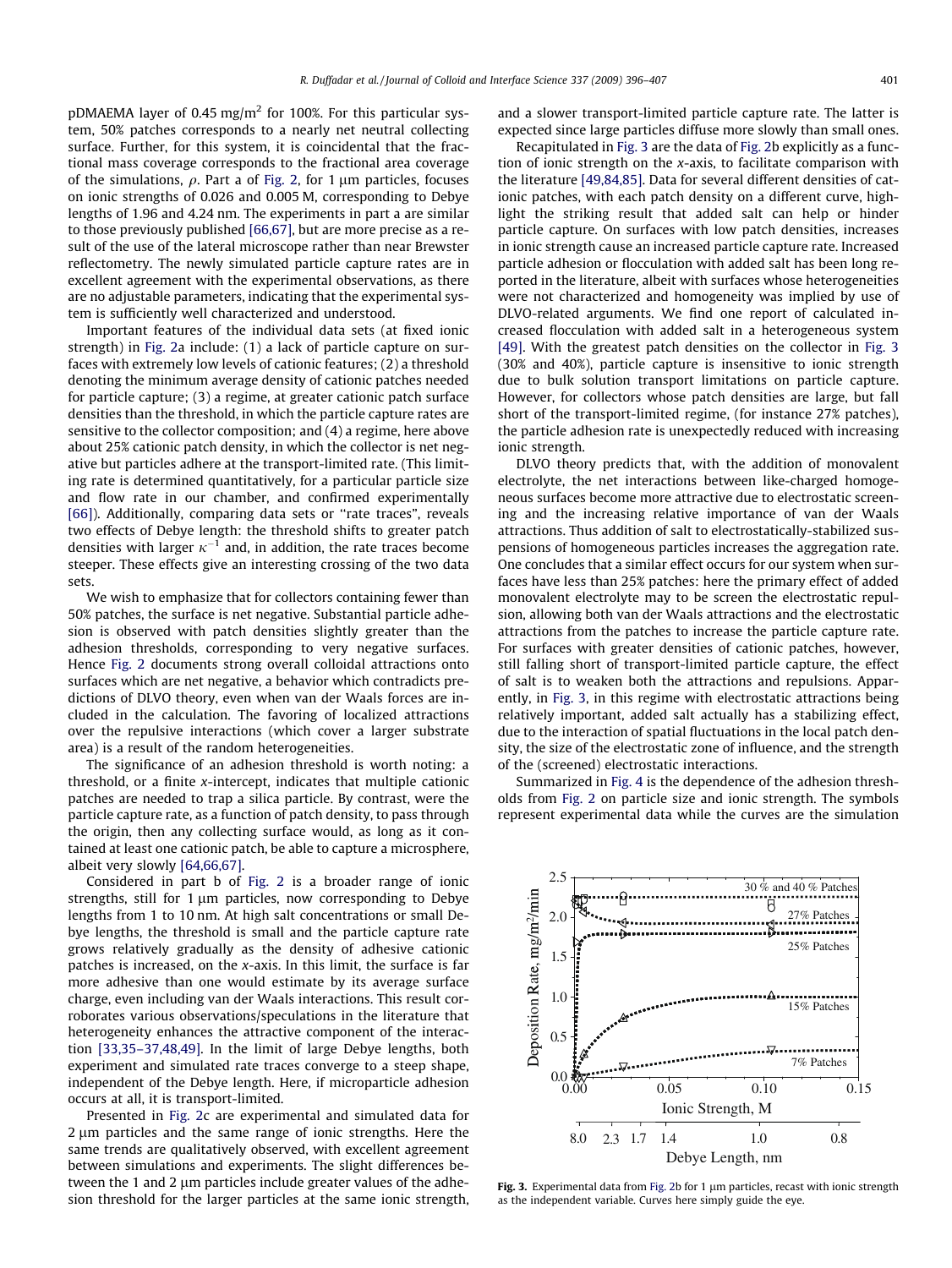pDMAEMA layer of 0.45 mg/m$^2$ for 100%. For this particular system, 50% patches corresponds to a nearly net neutral collecting surface. Further, for this system, it is coincidental that the fractional mass coverage corresponds to the fractional area coverage of the simulations, $\rho$. Part a of Fig. 2, for 1 μm particles, focuses on ionic strengths of 0.026 and 0.005 M, corresponding to Debye lengths of 1.96 and 4.24 nm. The experiments in part a are similar to those previously published [66,67], but are more precise as a result of the use of the lateral microscope rather than near Brewster reflectometry. The newly simulated particle capture rates are in excellent agreement with the experimental observations, as there are no adjustable parameters, indicating that the experimental system is sufficiently well characterized and understood.

Important features of the individual data sets (at fixed ionic strength) in Fig. 2a include: (1) a lack of particle capture on surfaces with extremely low levels of cationic features; (2) a threshold denoting the minimum average density of cationic patches needed for particle capture; (3) a regime, at greater cationic patch surface densities than the threshold, in which the particle capture rates are sensitive to the collector composition; and (4) a regime, here above about 25% cationic patch density, in which the collector is net negative but particles adhere at the transport-limited rate. (This limiting rate is determined quantitatively, for a particular particle size and flow rate in our chamber, and confirmed experimentally [66]). Additionally, comparing data sets or "rate traces", reveals two effects of Debye length: the threshold shifts to greater patch densities with larger $\kappa^{-1}$ and, in addition, the rate traces become steeper. These effects give an interesting crossing of the two data sets.

We wish to emphasize that for collectors containing fewer than 50% patches, the surface is net negative. Substantial particle adhesion is observed with patch densities slightly greater than the adhesion thresholds, corresponding to very negative surfaces. Hence Fig. 2 documents strong overall colloidal attractions onto surfaces which are net negative, a behavior which contradicts predictions of DLVO theory, even when van der Waals forces are included in the calculation. The favoring of localized attractions over the repulsive interactions (which cover a larger substrate area) is a result of the random heterogeneities.

The significance of an adhesion threshold is worth noting: a threshold, or a finite $x$-intercept, indicates that multiple cationic patches are needed to trap a silica particle. By contrast, were the particle capture rate, as a function of patch density, to pass through the origin, then any collecting surface would, as long as it contained at least one cationic patch, be able to capture a microsphere, albeit very slowly [64,66,67].

Considered in part b of Fig. 2 is a broader range of ionic strengths, still for 1 μm particles, now corresponding to Debye lengths from 1 to 10 nm. At high salt concentrations or small Debye lengths, the threshold is small and the particle capture rate grows relatively gradually as the density of adhesive cationic patches is increased, on the $x$-axis. In this limit, the surface is far more adhesive than one would estimate by its average surface charge, even including van der Waals interactions. This result corroborates various observations/speculations in the literature that heterogeneity enhances the attractive component of the interaction [33,35–37,48,49]. In the limit of large Debye lengths, both experiment and simulated rate traces converge to a steep shape, independent of the Debye length. Here, if microparticle adhesion occurs at all, it is transport-limited.

Presented in Fig. 2c are experimental and simulated data for 2 μm particles and the same range of ionic strengths. Here the same trends are qualitatively observed, with excellent agreement between simulations and experiments. The slight differences between the 1 and 2 μm particles include greater values of the adhesion threshold for the larger particles at the same ionic strength, and a slower transport-limited particle capture rate. The latter is expected since large particles diffuse more slowly than small ones.

Recapitulated in Fig. 3 are the data of Fig. 2b explicitly as a function of ionic strength on the $x$-axis, to facilitate comparison with the literature [49,84,85]. Data for several different densities of cationic patches, with each patch density on a different curve, highlight the striking result that added salt can help or hinder particle capture. On surfaces with low patch densities, increases in ionic strength cause an increased particle capture rate. Increased particle adhesion or flocculation with added salt has been long reported in the literature, albeit with surfaces whose heterogeneities were not characterized and homogeneity was implied by use of DLVO-related arguments. We find one report of calculated increased flocculation with added salt in a heterogeneous system [49]. With the greatest patch densities on the collector in Fig. 3 (30% and 40%), particle capture is insensitive to ionic strength due to bulk solution transport limitations on particle capture. However, for collectors whose patch densities are large, but fall short of the transport-limited regime, (for instance 27% patches), the particle adhesion rate is unexpectedly reduced with increasing ionic strength.

DLVO theory predicts that, with the addition of monovalent electrolyte, the net interactions between like-charged homogeneous surfaces become more attractive due to electrostatic screening and the increasing relative importance of van der Waals attractions. Thus addition of salt to electrostatically-stabilized suspensions of homogeneous particles increases the aggregation rate. One concludes that a similar effect occurs for our system when surfaces have less than 25% patches: here the primary effect of added monovalent electrolyte may to be screen the electrostatic repulsion, allowing both van der Waals attractions and the electrostatic attractions from the patches to increase the particle capture rate. For surfaces with greater densities of cationic patches, however, still falling short of transport-limited particle capture, the effect of salt is to weaken both the attractions and repulsions. Apparently, in Fig. 3, in this regime with electrostatic attractions being relatively important, added salt actually has a stabilizing effect, due to the interaction of spatial fluctuations in the local patch density, the size of the electrostatic zone of influence, and the strength of the (screened) electrostatic interactions.

Summarized in Fig. 4 is the dependence of the adhesion thresholds from Fig. 2 on particle size and ionic strength. The symbols represent experimental data while the curves are the simulation

**Fig. 3.** Experimental data from Fig. 2b for 1 μm particles, recast with ionic strength as the independent variable. Curves here simply guide the eye.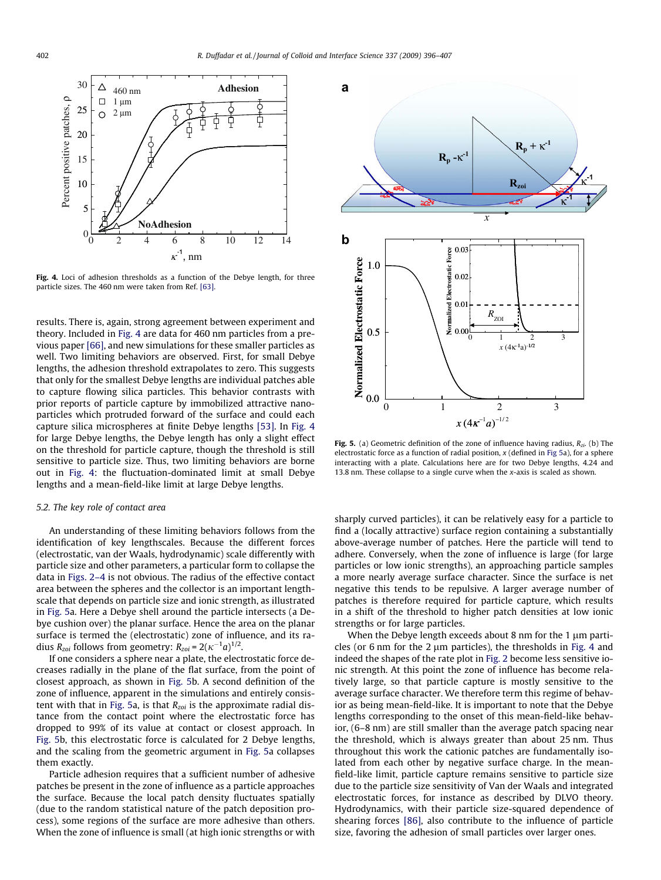Fig. 4. Loci of adhesion thresholds as a function of the Debye length, for three particle sizes. The 460 nm were taken from Ref. [63].

results. There is, again, strong agreement between experiment and theory. Included in Fig. 4 are data for 460 nm particles from a previous paper [66], and new simulations for these smaller particles as well. Two limiting behaviors are observed. First, for small Debye lengths, the adhesion threshold extrapolates to zero. This suggests that only for the smallest Debye lengths are individual patches able to capture flowing silica particles. This behavior contrasts with prior reports of particle capture by immobilized attractive nanoparticles which protruded forward of the surface and could each capture silica microspheres at finite Debye lengths [53]. In Fig. 4 for large Debye lengths, the Debye length has only a slight effect on the threshold for particle capture, though the threshold is still sensitive to particle size. Thus, two limiting behaviors are borne out in Fig. 4: the fluctuation-dominated limit at small Debye lengths and a mean-field-like limit at large Debye lengths.

### 5.2. The key role of contact area

An understanding of these limiting behaviors follows from the identification of key lengthscales. Because the different forces (electrostatic, van der Waals, hydrodynamic) scale differently with particle size and other parameters, a particular form to collapse the data in Figs. 2–4 is not obvious. The radius of the effective contact area between the spheres and the collector is an important lengthscale that depends on particle size and ionic strength, as illustrated in Fig. 5a. Here a Debye shell around the particle intersects (a Debye cushion over) the planar surface. Hence the area on the planar surface is termed the (electrostatic) zone of influence, and its radius $R_{zoi}$ follows from geometry: $R_{zoi} = 2(\kappa^{-1}a)^{1/2}$.

If one considers a sphere near a plate, the electrostatic force decreases radially in the plane of the flat surface, from the point of closest approach, as shown in Fig. 5b. A second definition of the zone of influence, apparent in the simulations and entirely consistent with that in Fig. 5a, is that $R_{zoi}$ is the approximate radial distance from the contact point where the electrostatic force has dropped to 99% of its value at contact or closest approach. In Fig. 5b, this electrostatic force is calculated for 2 Debye lengths, and the scaling from the geometric argument in Fig. 5a collapses them exactly.

Particle adhesion requires that a sufficient number of adhesive patches be present in the zone of influence as a particle approaches the surface. Because the local patch density fluctuates spatially (due to the random statistical nature of the patch deposition process), some regions of the surface are more adhesive than others. When the zone of influence is small (at high ionic strengths or with sharply curved particles), it can be relatively easy for a particle to find a (locally attractive) surface region containing a substantially above-average number of patches. Here the particle will tend to adhere. Conversely, when the zone of influence is large (for large particles or low ionic strengths), an approaching particle samples a more nearly average surface character. Since the surface is net negative this tends to be repulsive. A larger average number of patches is therefore required for particle capture, which results in a shift of the threshold to higher patch densities at low ionic strengths or for large particles.

Fig. 5. (a) Geometric definition of the zone of influence having radius, $R_{zi}$. (b) The electrostatic force as a function of radial position, $x$ (defined in Fig 5a), for a sphere interacting with a plate. Calculations here are for two Debye lengths, 4.24 and 13.8 nm. These collapse to a single curve when the $x$-axis is scaled as shown.

When the Debye length exceeds about 8 nm for the 1 μm particles (or 6 nm for the 2 μm particles), the thresholds in Fig. 4 and indeed the shapes of the rate plot in Fig. 2 become less sensitive ionic strength. At this point the zone of influence has become relatively large, so that particle capture is mostly sensitive to the average surface character. We therefore term this regime of behavior as being mean-field-like. It is important to note that the Debye lengths corresponding to the onset of this mean-field-like behavior, (6–8 nm) are still smaller than the average patch spacing near the threshold, which is always greater than about 25 nm. Thus throughout this work the cationic patches are fundamentally isolated from each other by negative surface charge. In the mean-field-like limit, particle capture remains sensitive to particle size due to the particle size sensitivity of Van der Waals and integrated electrostatic forces, for instance as described by DLVO theory. Hydrodynamics, with their particle size-squared dependence of shearing forces [86], also contribute to the influence of particle size, favoring the adhesion of small particles over larger ones.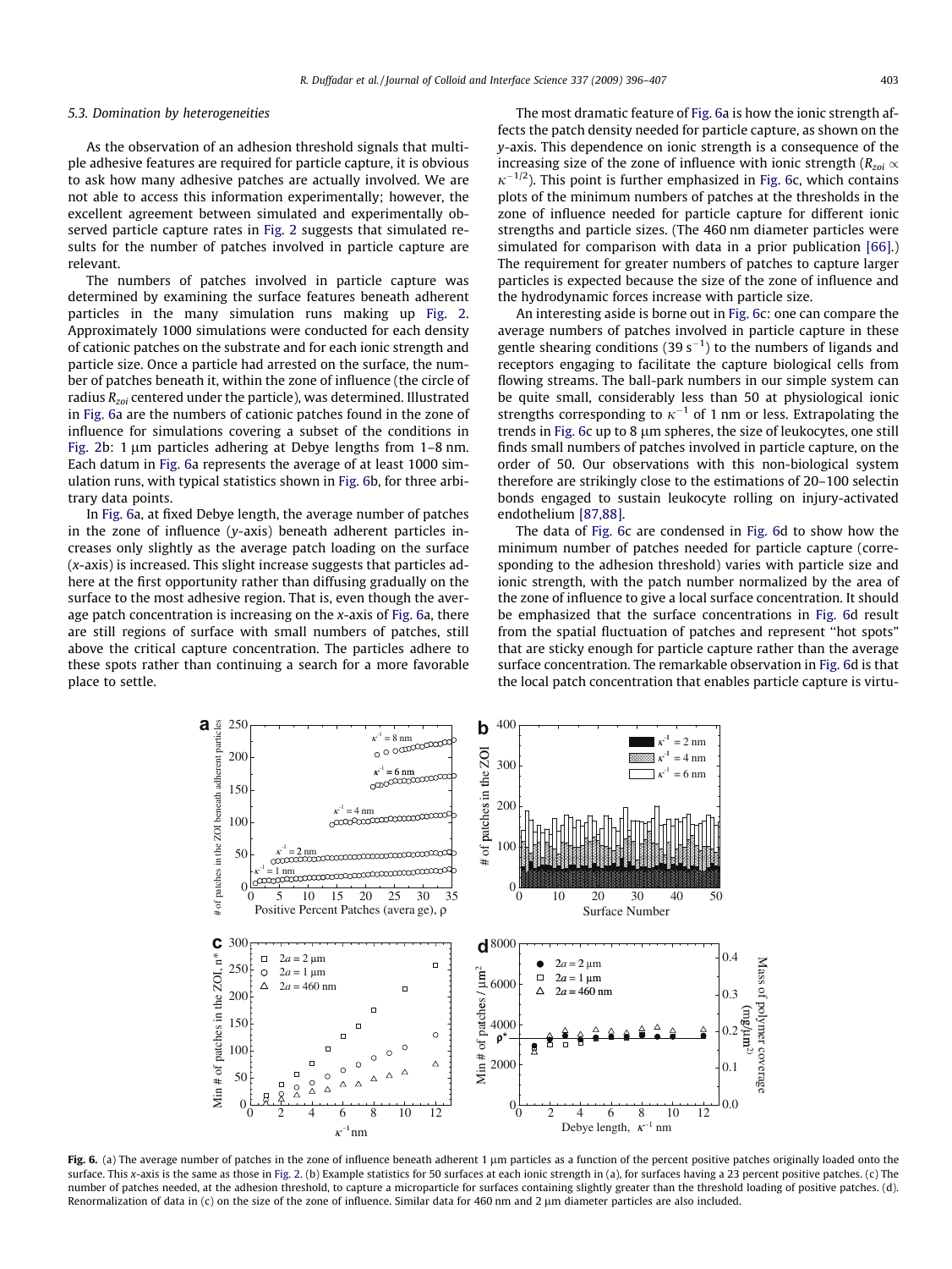### 5.3. Domination by heterogeneities

As the observation of an adhesion threshold signals that multiple adhesive features are required for particle capture, it is obvious to ask how many adhesive patches are actually involved. We are not able to access this information experimentally; however, the excellent agreement between simulated and experimentally observed particle capture rates in Fig. 2 suggests that simulated results for the number of patches involved in particle capture are relevant.

The numbers of patches involved in particle capture was determined by examining the surface features beneath adherent particles in the many simulation runs making up Fig. 2. Approximately 1000 simulations were conducted for each density of cationic patches on the substrate and for each ionic strength and particle size. Once a particle had arrested on the surface, the number of patches beneath it, within the zone of influence (the circle of radius $R_{zoi}$ centered under the particle), was determined. Illustrated in Fig. 6a are the numbers of cationic patches found in the zone of influence for simulations covering a subset of the conditions in Fig. 2b: 1 μm particles adhering at Debye lengths from 1–8 nm. Each datum in Fig. 6a represents the average of at least 1000 simulation runs, with typical statistics shown in Fig. 6b, for three arbitrary data points.

In Fig. 6a, at fixed Debye length, the average number of patches in the zone of influence (*y*-axis) beneath adherent particles increases only slightly as the average patch loading on the surface (*x*-axis) is increased. This slight increase suggests that particles adhere at the first opportunity rather than diffusing gradually on the surface to the most adhesive region. That is, even though the average patch concentration is increasing on the *x*-axis of Fig. 6a, there are still regions of surface with small numbers of patches, still above the critical capture concentration. The particles adhere to these spots rather than continuing a search for a more favorable place to settle.

The most dramatic feature of Fig. 6a is how the ionic strength affects the patch density needed for particle capture, as shown on the *y*-axis. This dependence on ionic strength is a consequence of the increasing size of the zone of influence with ionic strength ($R_{zoi} \propto \kappa^{-1/2}$). This point is further emphasized in Fig. 6c, which contains plots of the minimum numbers of patches at the thresholds in the zone of influence needed for particle capture for different ionic strengths and particle sizes. (The 460 nm diameter particles were simulated for comparison with data in a prior publication [66].) The requirement for greater numbers of patches to capture larger particles is expected because the size of the zone of influence and the hydrodynamic forces increase with particle size.

An interesting aside is borne out in Fig. 6c: one can compare the average numbers of patches involved in particle capture in these gentle shearing conditions (39 $s^{-1}$) to the numbers of ligands and receptors engaging to facilitate the capture biological cells from flowing streams. The ball-park numbers in our simple system can be quite small, considerably less than 50 at physiological ionic strengths corresponding to $\kappa^{-1}$ of 1 nm or less. Extrapolating the trends in Fig. 6c up to 8 μm spheres, the size of leukocytes, one still finds small numbers of patches involved in particle capture, on the order of 50. Our observations with this non-biological system therefore are strikingly close to the estimations of 20–100 selectin bonds engaged to sustain leukocyte rolling on injury-activated endothelium [87,88].

The data of Fig. 6c are condensed in Fig. 6d to show how the minimum number of patches needed for particle capture (corresponding to the adhesion threshold) varies with particle size and ionic strength, with the patch number normalized by the area of the zone of influence to give a local surface concentration. It should be emphasized that the surface concentrations in Fig. 6d result from the spatial fluctuation of patches and represent "hot spots" that are sticky enough for particle capture rather than the average surface concentration. The remarkable observation in Fig. 6d is that the local patch concentration that enables particle capture is virtu-

**Fig. 6.** (a) The average number of patches in the zone of influence beneath adherent 1 μm particles as a function of the percent positive patches originally loaded onto the surface. This *x*-axis is the same as those in Fig. 2. (b) Example statistics for 50 surfaces at each ionic strength in (a), for surfaces having a 23 percent positive patches. (c) The number of patches needed, at the adhesion threshold, to capture a microparticle for surfaces containing slightly greater than the threshold loading of positive patches. (d). Renormalization of data in (c) on the size of the zone of influence. Similar data for 460 nm and 2 μm diameter particles are also included.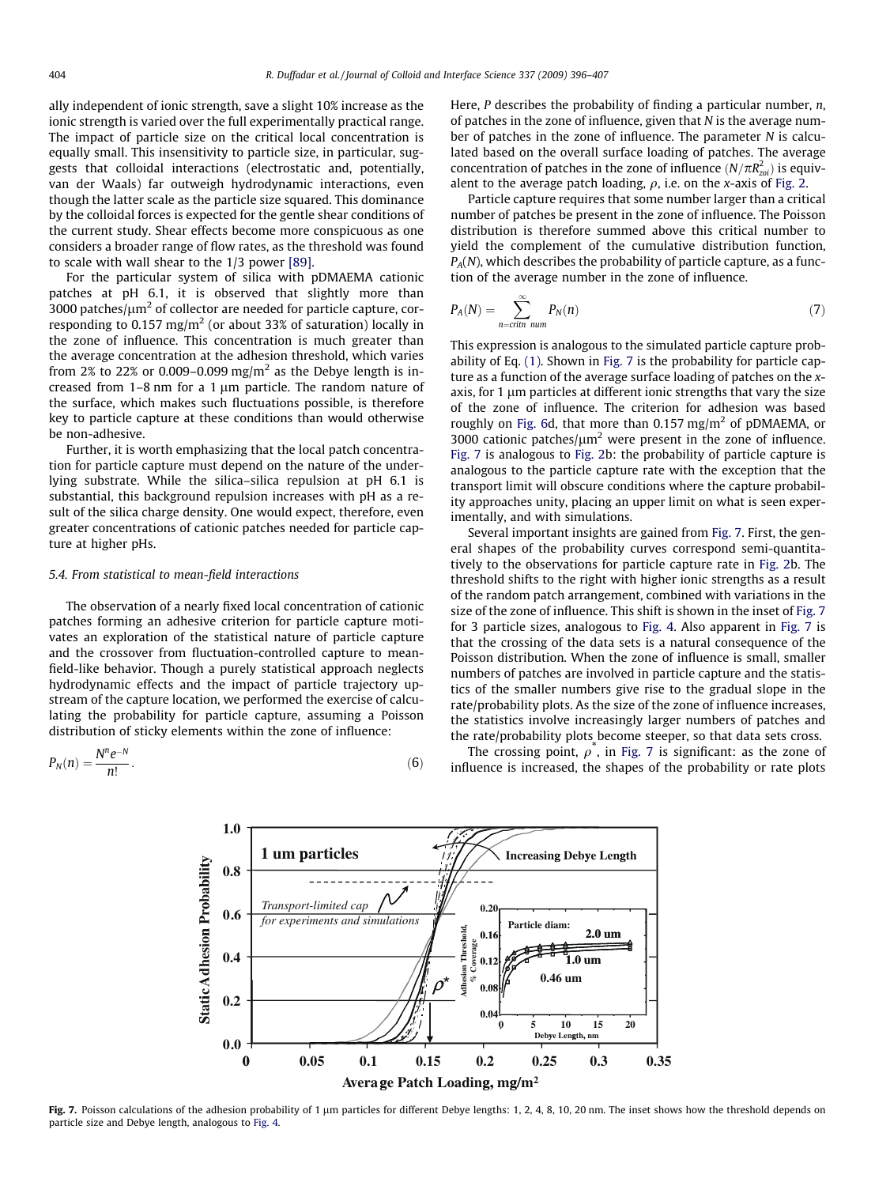ally independent of ionic strength, save a slight 10% increase as the ionic strength is varied over the full experimentally practical range. The impact of particle size on the critical local concentration is equally small. This insensitivity to particle size, in particular, suggests that colloidal interactions (electrostatic and, potentially, van der Waals) far outweigh hydrodynamic interactions, even though the latter scale as the particle size squared. This dominance by the colloidal forces is expected for the gentle shear conditions of the current study. Shear effects become more conspicuous as one considers a broader range of flow rates, as the threshold was found to scale with wall shear to the 1/3 power [89].

For the particular system of silica with pDMAEMA cationic patches at pH 6.1, it is observed that slightly more than 3000 patches/$\mu$m$^2$ of collector are needed for particle capture, corresponding to 0.157 mg/m$^2$ (or about 33% of saturation) locally in the zone of influence. This concentration is much greater than the average concentration at the adhesion threshold, which varies from 2% to 22% or 0.009–0.099 mg/m$^2$ as the Debye length is increased from 1–8 nm for a 1 $\mu$m particle. The random nature of the surface, which makes such fluctuations possible, is therefore key to particle capture at these conditions than would otherwise be non-adhesive.

Further, it is worth emphasizing that the local patch concentration for particle capture must depend on the nature of the underlying substrate. While the silica–silica repulsion at pH 6.1 is substantial, this background repulsion increases with pH as a result of the silica charge density. One would expect, therefore, even greater concentrations of cationic patches needed for particle capture at higher pHs.

### 5.4. From statistical to mean-field interactions

The observation of a nearly fixed local concentration of cationic patches forming an adhesive criterion for particle capture motivates an exploration of the statistical nature of particle capture and the crossover from fluctuation-controlled capture to mean-field-like behavior. Though a purely statistical approach neglects hydrodynamic effects and the impact of particle trajectory upstream of the capture location, we performed the exercise of calculating the probability for particle capture, assuming a Poisson distribution of sticky elements within the zone of influence:

$$P_N(n) = \frac{N^n e^{-N}}{n!}. \tag{6}$$

Here, $P$ describes the probability of finding a particular number, $n$, of patches in the zone of influence, given that $N$ is the average number of patches in the zone of influence. The parameter $N$ is calculated based on the overall surface loading of patches. The average concentration of patches in the zone of influence ($N/\pi R_{zoi}^2$) is equivalent to the average patch loading, $\rho$, i.e. on the $x$-axis of Fig. 2.

Particle capture requires that some number larger than a critical number of patches be present in the zone of influence. The Poisson distribution is therefore summed above this critical number to yield the complement of the cumulative distribution function, $P_A(N)$, which describes the probability of particle capture, as a function of the average number in the zone of influence.

$$P_A(N) = \sum_{n=\text{crit}n\ \text{num}}^{\infty} P_N(n) \tag{7}$$

This expression is analogous to the simulated particle capture probability of Eq. (1). Shown in Fig. 7 is the probability for particle capture as a function of the average surface loading of patches on the $x$-axis, for 1 $\mu$m particles at different ionic strengths that vary the size of the zone of influence. The criterion for adhesion was based roughly on Fig. 6d, that more than 0.157 mg/m$^2$ of pDMAEMA, or 3000 cationic patches/$\mu$m$^2$ were present in the zone of influence. Fig. 7 is analogous to Fig. 2b: the probability of particle capture is analogous to the particle capture rate with the exception that the transport limit will obscure conditions where the capture probability approaches unity, placing an upper limit on what is seen experimentally, and with simulations.

Several important insights are gained from Fig. 7. First, the general shapes of the probability curves correspond semi-quantitatively to the observations for particle capture rate in Fig. 2b. The threshold shifts to the right with higher ionic strengths as a result of the random patch arrangement, combined with variations in the size of the zone of influence. This shift is shown in the inset of Fig. 7 for 3 particle sizes, analogous to Fig. 4. Also apparent in Fig. 7 is that the crossing of the data sets is a natural consequence of the Poisson distribution. When the zone of influence is small, smaller numbers of patches are involved in particle capture and the statistics of the smaller numbers give rise to the gradual slope in the rate/probability plots. As the size of the zone of influence increases, the statistics involve increasingly larger numbers of patches and the rate/probability plots become steeper, so that data sets cross.

The crossing point, $\rho^*$, in Fig. 7 is significant: as the zone of influence is increased, the shapes of the probability or rate plots

**Fig. 7.** Poisson calculations of the adhesion probability of 1 $\mu$m particles for different Debye lengths: 1, 2, 4, 8, 10, 20 nm. The inset shows how the threshold depends on particle size and Debye length, analogous to Fig. 4.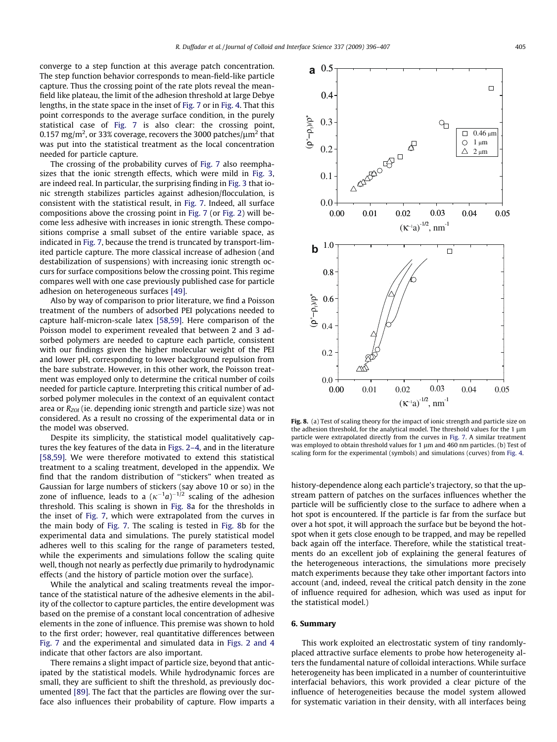converge to a step function at this average patch concentration. The step function behavior corresponds to mean-field-like particle capture. Thus the crossing point of the rate plots reveal the mean-field like plateau, the limit of the adhesion threshold at large Debye lengths, in the state space in the inset of Fig. 7 or in Fig. 4. That this point corresponds to the average surface condition, in the purely statistical case of Fig. 7 is also clear: the crossing point, 0.157 mg/m$^2$, or 33% coverage, recovers the 3000 patches/μm$^2$ that was put into the statistical treatment as the local concentration needed for particle capture.

The crossing of the probability curves of Fig. 7 also reemphasizes that the ionic strength effects, which were mild in Fig. 3, are indeed real. In particular, the surprising finding in Fig. 3 that ionic strength stabilizes particles against adhesion/flocculation, is consistent with the statistical result, in Fig. 7. Indeed, all surface compositions above the crossing point in Fig. 7 (or Fig. 2) will become less adhesive with increases in ionic strength. These compositions comprise a small subset of the entire variable space, as indicated in Fig. 7, because the trend is truncated by transport-limited particle capture. The more classical increase of adhesion (and destabilization of suspensions) with increasing ionic strength occurs for surface compositions below the crossing point. This regime compares well with one case previously published case for particle adhesion on heterogeneous surfaces [49].

Also by way of comparison to prior literature, we find a Poisson treatment of the numbers of adsorbed PEI polycations needed to capture half-micron-scale latex [58,59]. Here comparison of the Poisson model to experiment revealed that between 2 and 3 adsorbed polymers are needed to capture each particle, consistent with our findings given the higher molecular weight of the PEI and lower pH, corresponding to lower background repulsion from the bare substrate. However, in this other work, the Poisson treatment was employed only to determine the critical number of coils needed for particle capture. Interpreting this critical number of adsorbed polymer molecules in the context of an equivalent contact area or $R_{ZOI}$ (ie. depending ionic strength and particle size) was not considered. As a result no crossing of the experimental data or in the model was observed.

Despite its simplicity, the statistical model qualitatively captures the key features of the data in Figs. 2–4, and in the literature [58,59]. We were therefore motivated to extend this statistical treatment to a scaling treatment, developed in the appendix. We find that the random distribution of "stickers" when treated as Gaussian for large numbers of stickers (say above 10 or so) in the zone of influence, leads to a $(\kappa^{-1}a)^{-1/2}$ scaling of the adhesion threshold. This scaling is shown in Fig. 8a for the thresholds in the inset of Fig. 7, which were extrapolated from the curves in the main body of Fig. 7. The scaling is tested in Fig. 8b for the experimental data and simulations. The purely statistical model adheres well to this scaling for the range of parameters tested, while the experiments and simulations follow the scaling quite well, though not nearly as perfectly due primarily to hydrodynamic effects (and the history of particle motion over the surface).

While the analytical and scaling treatments reveal the importance of the statistical nature of the adhesive elements in the ability of the collector to capture particles, the entire development was based on the premise of a constant local concentration of adhesive elements in the zone of influence. This premise was shown to hold to the first order; however, real quantitative differences between Fig. 7 and the experimental and simulated data in Figs. 2 and 4 indicate that other factors are also important.

There remains a slight impact of particle size, beyond that anticipated by the statistical models. While hydrodynamic forces are small, they are sufficient to shift the threshold, as previously documented [89]. The fact that the particles are flowing over the surface also influences their probability of capture. Flow imparts a history-dependence along each particle's trajectory, so that the upstream pattern of patches on the surfaces influences whether the particle will be sufficiently close to the surface to adhere when a hot spot is encountered. If the particle is far from the surface but over a hot spot, it will approach the surface but be beyond the hot-spot when it gets close enough to be trapped, and may be repelled back again off the interface. Therefore, while the statistical treatments do an excellent job of explaining the general features of the heterogeneous interactions, the simulations more precisely match experiments because they take other important factors into account (and, indeed, reveal the critical patch density in the zone of influence required for adhesion, which was used as input for the statistical model.)

**Fig. 8.** (a) Test of scaling theory for the impact of ionic strength and particle size on the adhesion threshold, for the analytical model. The threshold values for the 1 μm particle were extrapolated directly from the curves in Fig. 7. A similar treatment was employed to obtain threshold values for 1 μm and 460 nm particles. (b) Test of scaling form for the experimental (symbols) and simulations (curves) from Fig. 4.

## 6. Summary

This work exploited an electrostatic system of tiny randomly-placed attractive surface elements to probe how heterogeneity alters the fundamental nature of colloidal interactions. While surface heterogeneity has been implicated in a number of counterintuitive interfacial behaviors, this work provided a clear picture of the influence of heterogeneities because the model system allowed for systematic variation in their density, with all interfaces being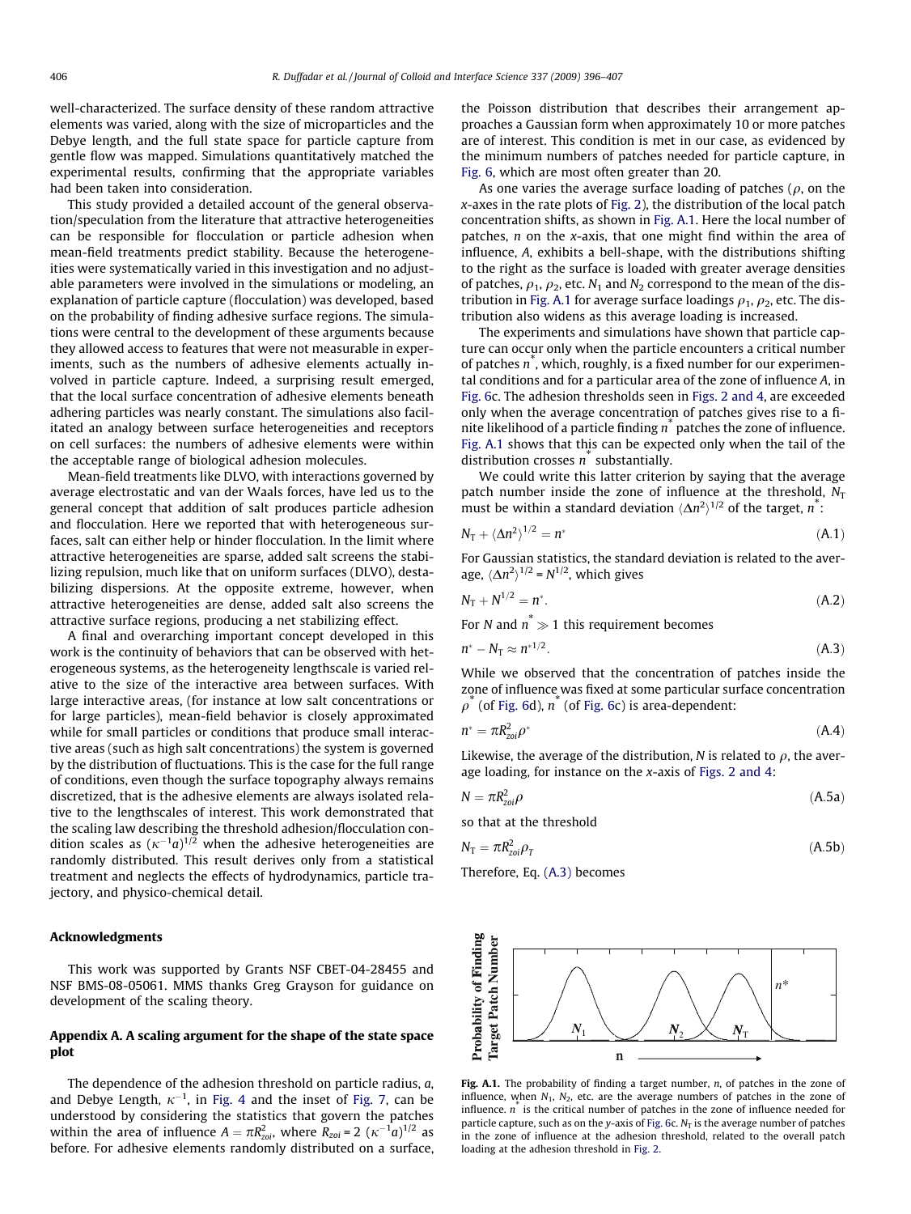well-characterized. The surface density of these random attractive elements was varied, along with the size of microparticles and the Debye length, and the full state space for particle capture from gentle flow was mapped. Simulations quantitatively matched the experimental results, confirming that the appropriate variables had been taken into consideration.

This study provided a detailed account of the general observation/speculation from the literature that attractive heterogeneities can be responsible for flocculation or particle adhesion when mean-field treatments predict stability. Because the heterogeneities were systematically varied in this investigation and no adjustable parameters were involved in the simulations or modeling, an explanation of particle capture (flocculation) was developed, based on the probability of finding adhesive surface regions. The simulations were central to the development of these arguments because they allowed access to features that were not measurable in experiments, such as the numbers of adhesive elements actually involved in particle capture. Indeed, a surprising result emerged, that the local surface concentration of adhesive elements beneath adhering particles was nearly constant. The simulations also facilitated an analogy between surface heterogeneities and receptors on cell surfaces: the numbers of adhesive elements were within the acceptable range of biological adhesion molecules.

Mean-field treatments like DLVO, with interactions governed by average electrostatic and van der Waals forces, have led us to the general concept that addition of salt produces particle adhesion and flocculation. Here we reported that with heterogeneous surfaces, salt can either help or hinder flocculation. In the limit where attractive heterogeneities are sparse, added salt screens the stabilizing repulsion, much like that on uniform surfaces (DLVO), destabilizing dispersions. At the opposite extreme, however, when attractive heterogeneities are dense, added salt also screens the attractive surface regions, producing a net stabilizing effect.

A final and overarching important concept developed in this work is the continuity of behaviors that can be observed with heterogeneous systems, as the heterogeneity lengthscale is varied relative to the size of the interactive area between surfaces. With large interactive areas, (for instance at low salt concentrations or for large particles), mean-field behavior is closely approximated while for small particles or conditions that produce small interactive areas (such as high salt concentrations) the system is governed by the distribution of fluctuations. This is the case for the full range of conditions, even though the surface topography always remains discretized, that is the adhesive elements are always isolated relative to the lengthscales of interest. This work demonstrated that the scaling law describing the threshold adhesion/flocculation condition scales as $(\kappa^{-1}a)^{1/2}$ when the adhesive heterogeneities are randomly distributed. This result derives only from a statistical treatment and neglects the effects of hydrodynamics, particle trajectory, and physico-chemical detail.

## Acknowledgments

This work was supported by Grants NSF CBET-04-28455 and NSF BMS-08-05061. MMS thanks Greg Grayson for guidance on development of the scaling theory.

## Appendix A. A scaling argument for the shape of the state space plot

The dependence of the adhesion threshold on particle radius, $a$, and Debye Length, $\kappa^{-1}$, in Fig. 4 and the inset of Fig. 7, can be understood by considering the statistics that govern the patches within the area of influence $A = \pi R_{zoi}^2$, where $R_{zoi} = 2\ (\kappa^{-1}a)^{1/2}$ as before. For adhesive elements randomly distributed on a surface, the Poisson distribution that describes their arrangement approaches a Gaussian form when approximately 10 or more patches are of interest. This condition is met in our case, as evidenced by the minimum numbers of patches needed for particle capture, in Fig. 6, which are most often greater than 20.

As one varies the average surface loading of patches ($\rho$, on the $x$-axes in the rate plots of Fig. 2), the distribution of the local patch concentration shifts, as shown in Fig. A.1. Here the local number of patches, $n$ on the $x$-axis, that one might find within the area of influence, $A$, exhibits a bell-shape, with the distributions shifting to the right as the surface is loaded with greater average densities of patches, $\rho_1$, $\rho_2$, etc. $N_1$ and $N_2$ correspond to the mean of the distribution in Fig. A.1 for average surface loadings $\rho_1$, $\rho_2$, etc. The distribution also widens as this average loading is increased.

The experiments and simulations have shown that particle capture can occur only when the particle encounters a critical number of patches $n^*$, which, roughly, is a fixed number for our experimental conditions and for a particular area of the zone of influence $A$, in Fig. 6c. The adhesion thresholds seen in Figs. 2 and 4, are exceeded only when the average concentration of patches gives rise to a finite likelihood of a particle finding $n^*$ patches the zone of influence. Fig. A.1 shows that this can be expected only when the tail of the distribution crosses $n^*$ substantially.

We could write this latter criterion by saying that the average patch number inside the zone of influence at the threshold, $N_T$ must be within a standard deviation $\langle \Delta n^2 \rangle^{1/2}$ of the target, $n^*$:

$$N_T + \langle \Delta n^2 \rangle^{1/2} = n^* \tag{A.1}$$

For Gaussian statistics, the standard deviation is related to the average, $\langle \Delta n^2 \rangle^{1/2} = N^{1/2}$, which gives

$$N_T + N^{1/2} = n^*. \tag{A.2}$$

For $N$ and $n^* \gg 1$ this requirement becomes

$$n^* - N_T \approx n^{*1/2}. \tag{A.3}$$

While we observed that the concentration of patches inside the zone of influence was fixed at some particular surface concentration $\rho^*$ (of Fig. 6d), $n^*$ (of Fig. 6c) is area-dependent:

$$n^* = \pi R_{zoi}^2 \rho^* \tag{A.4}$$

Likewise, the average of the distribution, $N$ is related to $\rho$, the average loading, for instance on the $x$-axis of Figs. 2 and 4:

$$N = \pi R_{zoi}^2 \rho \tag{A.5a}$$

so that at the threshold

$$N_T = \pi R_{zoi}^2 \rho_T \tag{A.5b}$$

Therefore, Eq. (A.3) becomes

Probability of Finding Target Patch Number

$N_1$ $N_2$ $N_T$ $n^*$

n

Fig. A.1. The probability of finding a target number, $n$, of patches in the zone of influence, when $N_1$, $N_2$, etc. are the average numbers of patches in the zone of influence. $n^*$ is the critical number of patches in the zone of influence needed for particle capture, such as on the $y$-axis of Fig. 6c. $N_T$ is the average number of patches in the zone of influence at the adhesion threshold, related to the overall patch loading at the adhesion threshold in Fig. 2.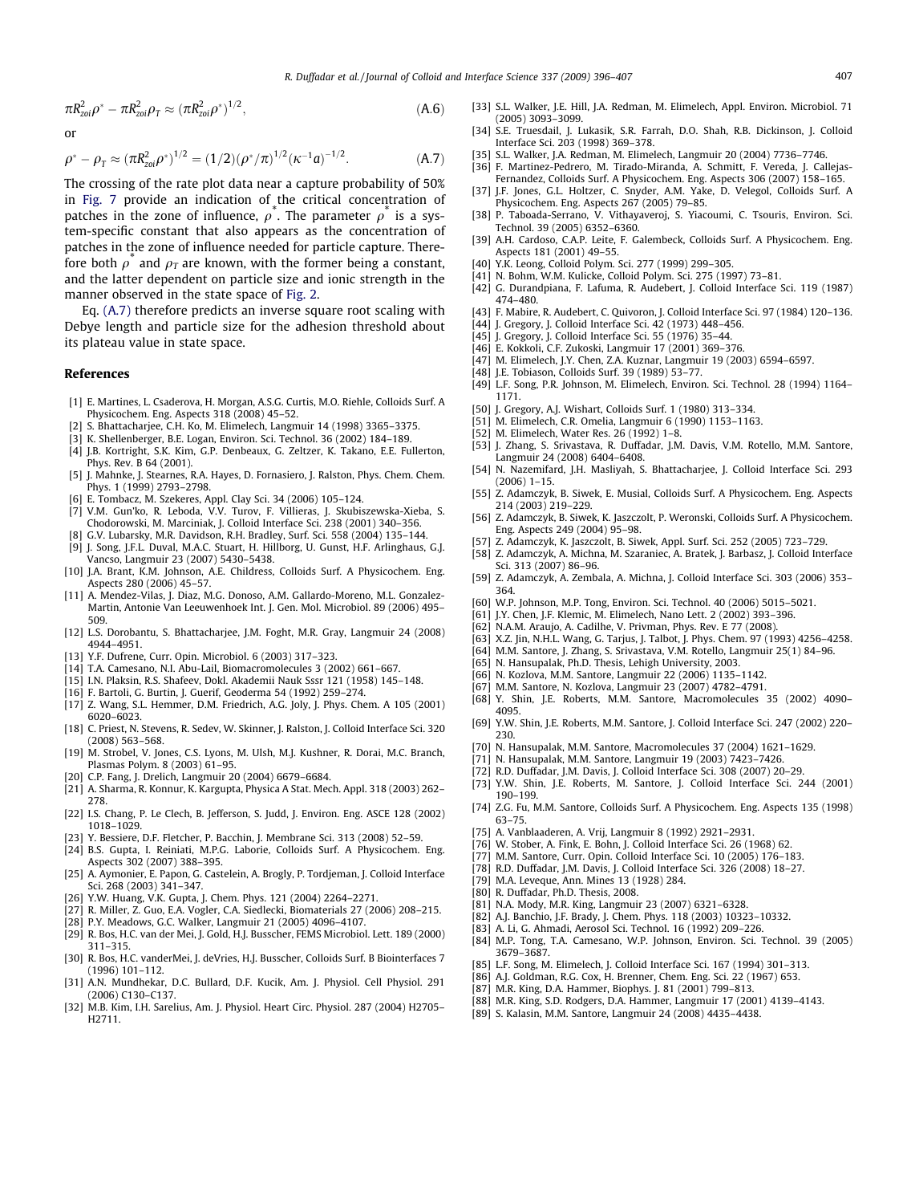$$\pi R_{zoi}^2 \rho^* - \pi R_{zoi}^2 \rho_T \approx (\pi R_{zoi}^2 \rho^*)^{1/2}, \tag{A.6}$$

or

$$\rho^* - \rho_T \approx (\pi R_{zoi}^2 \rho^*)^{1/2} = (1/2)(\rho^*/\pi)^{1/2}(\kappa^{-1}a)^{-1/2}. \tag{A.7}$$

The crossing of the rate plot data near a capture probability of 50% in Fig. 7 provide an indication of the critical concentration of patches in the zone of influence, $\rho^*$. The parameter $\rho^*$ is a system-specific constant that also appears as the concentration of patches in the zone of influence needed for particle capture. Therefore both $\rho^*$ and $\rho_T$ are known, with the former being a constant, and the latter dependent on particle size and ionic strength in the manner observed in the state space of Fig. 2.

Eq. (A.7) therefore predicts an inverse square root scaling with Debye length and particle size for the adhesion threshold about its plateau value in state space.

## References

[1] E. Martines, L. Csaderova, H. Morgan, A.S.G. Curtis, M.O. Riehle, Colloids Surf. A Physicochem. Eng. Aspects 318 (2008) 45–52.
[2] S. Bhattacharjee, C.H. Ko, M. Elimelech, Langmuir 14 (1998) 3365–3375.
[3] K. Shellenberger, B.E. Logan, Environ. Sci. Technol. 36 (2002) 184–189.
[4] J.B. Kortright, S.K. Kim, G.P. Denbeaux, G. Zeltzer, K. Takano, E.E. Fullerton, Phys. Rev. B 64 (2001).
[5] J. Mahnke, J. Stearnes, R.A. Hayes, D. Fornasiero, J. Ralston, Phys. Chem. Chem. Phys. 1 (1999) 2793–2798.
[6] E. Tombacz, M. Szekeres, Appl. Clay Sci. 34 (2006) 105–124.
[7] V.M. Gun'ko, R. Leboda, V.V. Turov, F. Villieras, J. Skubiszewska-Zieba, S. Chodorowski, M. Marciniak, J. Colloid Interface Sci. 238 (2001) 340–356.
[8] G.V. Lubarsky, M.R. Davidson, R.H. Bradley, Surf. Sci. 558 (2004) 135–144.
[9] J. Song, J.F.L. Duval, M.A.C. Stuart, H. Hillborg, U. Gunst, H.F. Arlinghaus, G.J. Vancso, Langmuir 23 (2007) 5430–5438.
[10] J.A. Brant, K.M. Johnson, A.E. Childress, Colloids Surf. A Physicochem. Eng. Aspects 280 (2006) 45–57.
[11] A. Mendez-Vilas, J. Diaz, M.G. Donoso, A.M. Gallardo-Moreno, M.L. Gonzalez-Martin, Antonie Van Leeuwenhoek Int. J. Gen. Mol. Microbiol. 89 (2006) 495–509.
[12] L.S. Dorobantu, S. Bhattacharjee, J.M. Foght, M.R. Gray, Langmuir 24 (2008) 4944–4951.
[13] Y.F. Dufrene, Curr. Opin. Microbiol. 6 (2003) 317–323.
[14] T.A. Camesano, N.I. Abu-Lail, Biomacromolecules 3 (2002) 661–667.
[15] I.N. Plaksin, R.S. Shafeev, Dokl. Akademii Nauk Sssr 121 (1958) 145–148.
[16] F. Bartoli, G. Burtin, J. Guerif, Geoderma 54 (1992) 259–274.
[17] Z. Wang, S.L. Hemmer, D.M. Friedrich, A.G. Joly, J. Phys. Chem. A 105 (2001) 6020–6023.
[18] C. Priest, N. Stevens, R. Sedev, W. Skinner, J. Ralston, J. Colloid Interface Sci. 320 (2008) 563–568.
[19] M. Strobel, V. Jones, C.S. Lyons, M. Ulsh, M.J. Kushner, R. Dorai, M.C. Branch, Plasmas Polym. 8 (2003) 61–95.
[20] C.P. Fang, J. Drelich, Langmuir 20 (2004) 6679–6684.
[21] A. Sharma, R. Konnur, K. Kargupta, Physica A Stat. Mech. Appl. 318 (2003) 262–278.
[22] I.S. Chang, P. Le Clech, B. Jefferson, S. Judd, J. Environ. Eng. ASCE 128 (2002) 1018–1029.
[23] Y. Bessiere, D.F. Fletcher, P. Bacchin, J. Membrane Sci. 313 (2008) 52–59.
[24] B.S. Gupta, I. Reiniati, M.P.G. Laborie, Colloids Surf. A Physicochem. Eng. Aspects 302 (2007) 388–395.
[25] A. Aymonier, E. Papon, G. Castelein, A. Brogly, P. Tordjeman, J. Colloid Interface Sci. 268 (2003) 341–347.
[26] Y.W. Huang, V.K. Gupta, J. Chem. Phys. 121 (2004) 2264–2271.
[27] R. Miller, Z. Guo, E.A. Vogler, C.A. Siedlecki, Biomaterials 27 (2006) 208–215.
[28] P.Y. Meadows, G.C. Walker, Langmuir 21 (2005) 4096–4107.
[29] R. Bos, H.C. van der Mei, J. Gold, H.J. Busscher, FEMS Microbiol. Lett. 189 (2000) 311–315.
[30] R. Bos, H.C. vanderMei, J. deVries, H.J. Busscher, Colloids Surf. B Biointerfaces 7 (1996) 101–112.
[31] A.N. Mundhekar, D.C. Bullard, D.F. Kucik, Am. J. Physiol. Cell Physiol. 291 (2006) C130–C137.
[32] M.B. Kim, I.H. Sarelius, Am. J. Physiol. Heart Circ. Physiol. 287 (2004) H2705–H2711.
[33] S.L. Walker, J.E. Hill, J.A. Redman, M. Elimelech, Appl. Environ. Microbiol. 71 (2005) 3093–3099.
[34] S.E. Truesdail, J. Lukasik, S.R. Farrah, D.O. Shah, R.B. Dickinson, J. Colloid Interface Sci. 203 (1998) 369–378.
[35] S.L. Walker, J.A. Redman, M. Elimelech, Langmuir 20 (2004) 7736–7746.
[36] F. Martinez-Pedrero, M. Tirado-Miranda, A. Schmitt, F. Vereda, J. Callejas-Fernandez, Colloids Surf. A Physicochem. Eng. Aspects 306 (2007) 158–165.
[37] J.F. Jones, G.L. Holtzer, C. Snyder, A.M. Yake, D. Velegol, Colloids Surf. A Physicochem. Eng. Aspects 267 (2005) 79–85.
[38] P. Taboada-Serrano, V. Vithayaveroj, S. Yiacoumi, C. Tsouris, Environ. Sci. Technol. 39 (2005) 6352–6360.
[39] A.H. Cardoso, C.A.P. Leite, F. Galembeck, Colloids Surf. A Physicochem. Eng. Aspects 181 (2001) 49–55.
[40] Y.K. Leong, Colloid Polym. Sci. 277 (1999) 299–305.
[41] N. Bohm, W.M. Kulicke, Colloid Polym. Sci. 275 (1997) 73–81.
[42] G. Durandpiana, F. Lafuma, R. Audebert, J. Colloid Interface Sci. 119 (1987) 474–480.
[43] F. Mabire, R. Audebert, C. Quivoron, J. Colloid Interface Sci. 97 (1984) 120–136.
[44] J. Gregory, J. Colloid Interface Sci. 42 (1973) 448–456.
[45] J. Gregory, J. Colloid Interface Sci. 55 (1976) 35–44.
[46] E. Kokkoli, C.F. Zukoski, Langmuir 17 (2001) 369–376.
[47] M. Elimelech, J.Y. Chen, Z.A. Kuznar, Langmuir 19 (2003) 6594–6597.
[48] J.E. Tobiason, Colloids Surf. 39 (1989) 53–77.
[49] L.F. Song, P.R. Johnson, M. Elimelech, Environ. Sci. Technol. 28 (1994) 1164–1171.
[50] J. Gregory, A.J. Wishart, Colloids Surf. 1 (1980) 313–334.
[51] M. Elimelech, C.R. Omelia, Langmuir 6 (1990) 1153–1163.
[52] M. Elimelech, Water Res. 26 (1992) 1–8.
[53] J. Zhang, S. Srivastava, R. Duffadar, J.M. Davis, V.M. Rotello, M.M. Santore, Langmuir 24 (2008) 6404–6408.
[54] N. Nazemifard, J.H. Masliyah, S. Bhattacharjee, J. Colloid Interface Sci. 293 (2006) 1–15.
[55] Z. Adamczyk, B. Siwek, E. Musial, Colloids Surf. A Physicochem. Eng. Aspects 214 (2003) 219–229.
[56] Z. Adamczyk, B. Siwek, K. Jaszczolt, P. Weronski, Colloids Surf. A Physicochem. Eng. Aspects 249 (2004) 95–98.
[57] Z. Adamczyk, K. Jaszczolt, B. Siwek, Appl. Surf. Sci. 252 (2005) 723–729.
[58] Z. Adamczyk, A. Michna, M. Szaraniec, A. Bratek, J. Barbasz, J. Colloid Interface Sci. 313 (2007) 86–96.
[59] Z. Adamczyk, A. Zembala, A. Michna, J. Colloid Interface Sci. 303 (2006) 353–364.
[60] W.P. Johnson, M.P. Tong, Environ. Sci. Technol. 40 (2006) 5015–5021.
[61] J.Y. Chen, J.F. Klemic, M. Elimelech, Nano Lett. 2 (2002) 393–396.
[62] N.A.M. Araujo, A. Cadilhe, V. Privman, Phys. Rev. E 77 (2008).
[63] X.Z. Jin, N.H.L. Wang, G. Tarjus, J. Talbot, J. Phys. Chem. 97 (1993) 4256–4258.
[64] M.M. Santore, J. Zhang, S. Srivastava, V.M. Rotello, Langmuir 25(1) 84–96.
[65] N. Hansupalak, Ph.D. Thesis, Lehigh University, 2003.
[66] N. Kozlova, M.M. Santore, Langmuir 22 (2006) 1135–1142.
[67] M.M. Santore, N. Kozlova, Langmuir 23 (2007) 4782–4791.
[68] Y. Shin, J.E. Roberts, M.M. Santore, Macromolecules 35 (2002) 4090–4095.
[69] Y.W. Shin, J.E. Roberts, M.M. Santore, J. Colloid Interface Sci. 247 (2002) 220–230.
[70] N. Hansupalak, M.M. Santore, Macromolecules 37 (2004) 1621–1629.
[71] N. Hansupalak, M.M. Santore, Langmuir 19 (2003) 7423–7426.
[72] R.D. Duffadar, J.M. Davis, J. Colloid Interface Sci. 308 (2007) 20–29.
[73] Y.W. Shin, J.E. Roberts, M. Santore, J. Colloid Interface Sci. 244 (2001) 190–199.
[74] Z.G. Fu, M.M. Santore, Colloids Surf. A Physicochem. Eng. Aspects 135 (1998) 63–75.
[75] A. Vanblaaderen, A. Vrij, Langmuir 8 (1992) 2921–2931.
[76] W. Stober, A. Fink, E. Bohn, J. Colloid Interface Sci. 26 (1968) 62.
[77] M.M. Santore, Curr. Opin. Colloid Interface Sci. 10 (2005) 176–183.
[78] R.D. Duffadar, J.M. Davis, J. Colloid Interface Sci. 326 (2008) 18–27.
[79] M.A. Leveque, Ann. Mines 13 (1928) 284.
[80] R. Duffadar, Ph.D. Thesis, 2008.
[81] N.A. Mody, M.R. King, Langmuir 23 (2007) 6321–6328.
[82] A.J. Banchio, J.F. Brady, J. Chem. Phys. 118 (2003) 10323–10332.
[83] A. Li, G. Ahmadi, Aerosol Sci. Technol. 16 (1992) 209–226.
[84] M.P. Tong, T.A. Camesano, W.P. Johnson, Environ. Sci. Technol. 39 (2005) 3679–3687.
[85] L.F. Song, M. Elimelech, J. Colloid Interface Sci. 167 (1994) 301–313.
[86] A.J. Goldman, R.G. Cox, H. Brenner, Chem. Eng. Sci. 22 (1967) 653.
[87] M.R. King, D.A. Hammer, Biophys. J. 81 (2001) 799–813.
[88] M.R. King, S.D. Rodgers, D.A. Hammer, Langmuir 17 (2001) 4139–4143.
[89] S. Kalasin, M.M. Santore, Langmuir 24 (2008) 4435–4438.